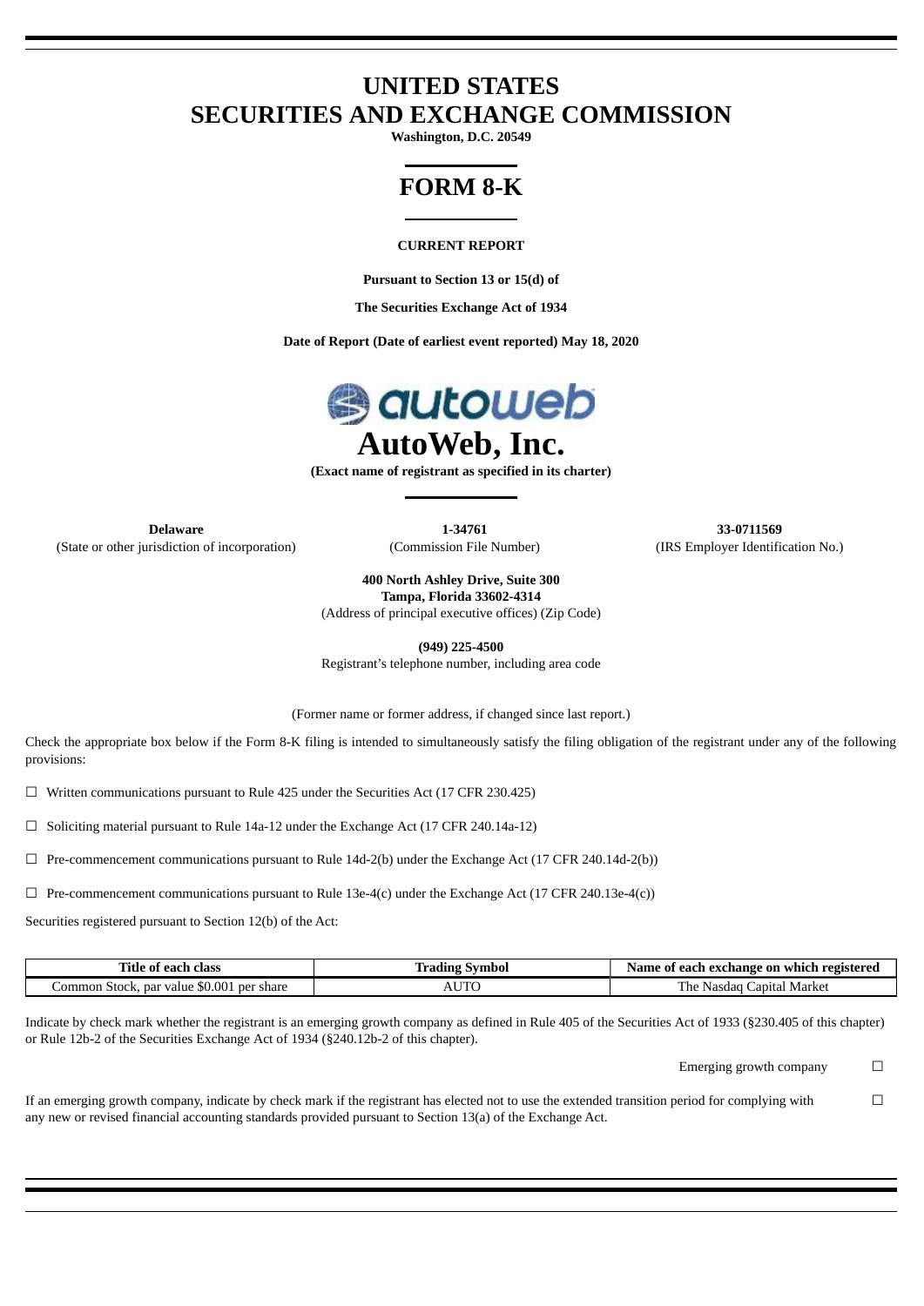# UNITED STATES
# SECURITIES AND EXCHANGE COMMISSION

**Washington, D.C. 20549**

# FORM 8-K

**CURRENT REPORT**

**Pursuant to Section 13 or 15(d) of**

**The Securities Exchange Act of 1934**

**Date of Report (Date of earliest event reported) May 18, 2020**

# AutoWeb, Inc.

**(Exact name of registrant as specified in its charter)**

| **Delaware** | **1-34761** | **33-0711569** |
|---|---|---|
| (State or other jurisdiction of incorporation) | (Commission File Number) | (IRS Employer Identification No.) |

**400 North Ashley Drive, Suite 300**
**Tampa, Florida 33602-4314**
(Address of principal executive offices) (Zip Code)

**(949) 225-4500**
Registrant's telephone number, including area code

(Former name or former address, if changed since last report.)

Check the appropriate box below if the Form 8-K filing is intended to simultaneously satisfy the filing obligation of the registrant under any of the following provisions:

☐ Written communications pursuant to Rule 425 under the Securities Act (17 CFR 230.425)

☐ Soliciting material pursuant to Rule 14a-12 under the Exchange Act (17 CFR 240.14a-12)

☐ Pre-commencement communications pursuant to Rule 14d-2(b) under the Exchange Act (17 CFR 240.14d-2(b))

☐ Pre-commencement communications pursuant to Rule 13e-4(c) under the Exchange Act (17 CFR 240.13e-4(c))

Securities registered pursuant to Section 12(b) of the Act:

| Title of each class | Trading Symbol | Name of each exchange on which registered |
|---|---|---|
| Common Stock, par value $0.001 per share | AUTO | The Nasdaq Capital Market |

Indicate by check mark whether the registrant is an emerging growth company as defined in Rule 405 of the Securities Act of 1933 (§230.405 of this chapter) or Rule 12b-2 of the Securities Exchange Act of 1934 (§240.12b-2 of this chapter).

Emerging growth company ☐

If an emerging growth company, indicate by check mark if the registrant has elected not to use the extended transition period for complying with any new or revised financial accounting standards provided pursuant to Section 13(a) of the Exchange Act. ☐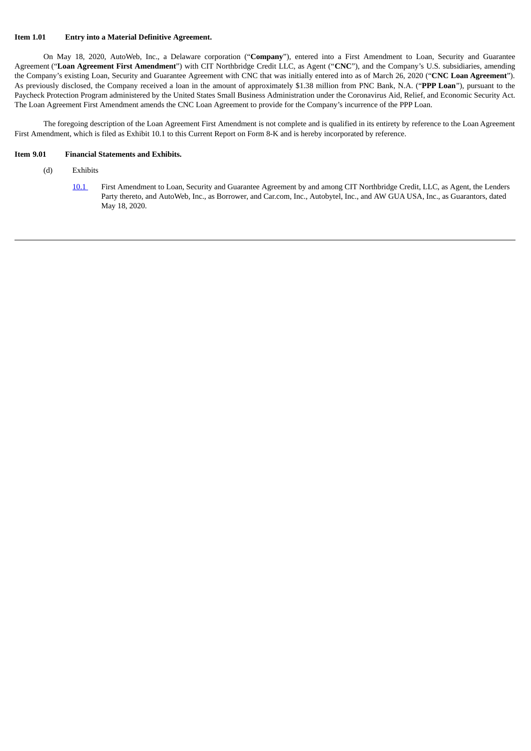**Item 1.01 Entry into a Material Definitive Agreement.**

On May 18, 2020, AutoWeb, Inc., a Delaware corporation ("**Company**"), entered into a First Amendment to Loan, Security and Guarantee Agreement ("**Loan Agreement First Amendment**") with CIT Northbridge Credit LLC, as Agent ("**CNC**"), and the Company's U.S. subsidiaries, amending the Company's existing Loan, Security and Guarantee Agreement with CNC that was initially entered into as of March 26, 2020 ("**CNC Loan Agreement**"). As previously disclosed, the Company received a loan in the amount of approximately $1.38 million from PNC Bank, N.A. ("**PPP Loan**"), pursuant to the Paycheck Protection Program administered by the United States Small Business Administration under the Coronavirus Aid, Relief, and Economic Security Act. The Loan Agreement First Amendment amends the CNC Loan Agreement to provide for the Company's incurrence of the PPP Loan.

The foregoing description of the Loan Agreement First Amendment is not complete and is qualified in its entirety by reference to the Loan Agreement First Amendment, which is filed as Exhibit 10.1 to this Current Report on Form 8-K and is hereby incorporated by reference.

**Item 9.01 Financial Statements and Exhibits.**

(d) Exhibits

10.1 First Amendment to Loan, Security and Guarantee Agreement by and among CIT Northbridge Credit, LLC, as Agent, the Lenders Party thereto, and AutoWeb, Inc., as Borrower, and Car.com, Inc., Autobytel, Inc., and AW GUA USA, Inc., as Guarantors, dated May 18, 2020.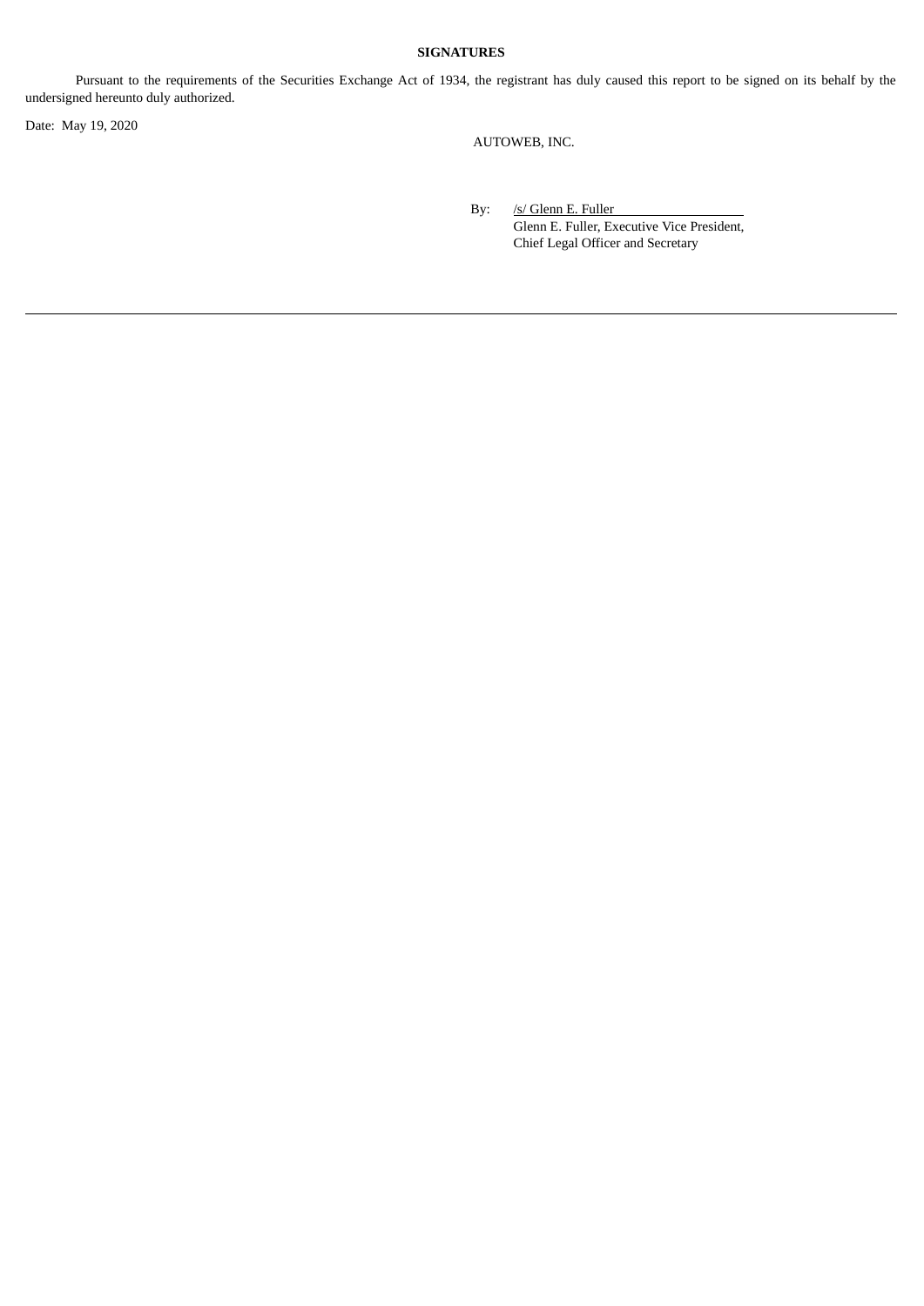**SIGNATURES**

Pursuant to the requirements of the Securities Exchange Act of 1934, the registrant has duly caused this report to be signed on its behalf by the undersigned hereunto duly authorized.

Date: May 19, 2020

AUTOWEB, INC.

By: /s/ Glenn E. Fuller
Glenn E. Fuller, Executive Vice President, Chief Legal Officer and Secretary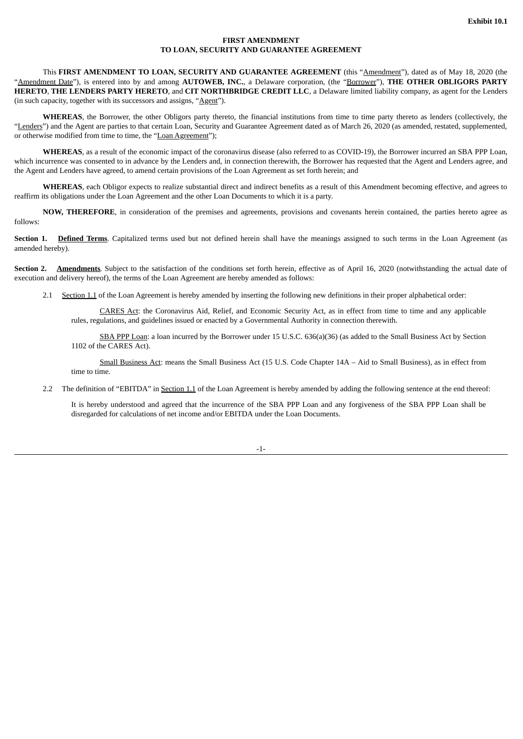**Exhibit 10.1**

**FIRST AMENDMENT**
**TO LOAN, SECURITY AND GUARANTEE AGREEMENT**

This **FIRST AMENDMENT TO LOAN, SECURITY AND GUARANTEE AGREEMENT** (this "Amendment"), dated as of May 18, 2020 (the "Amendment Date"), is entered into by and among **AUTOWEB, INC.**, a Delaware corporation, (the "Borrower"), **THE OTHER OBLIGORS PARTY HERETO**, **THE LENDERS PARTY HERETO**, and **CIT NORTHBRIDGE CREDIT LLC**, a Delaware limited liability company, as agent for the Lenders (in such capacity, together with its successors and assigns, "Agent").

**WHEREAS**, the Borrower, the other Obligors party thereto, the financial institutions from time to time party thereto as lenders (collectively, the "Lenders") and the Agent are parties to that certain Loan, Security and Guarantee Agreement dated as of March 26, 2020 (as amended, restated, supplemented, or otherwise modified from time to time, the "Loan Agreement");

**WHEREAS**, as a result of the economic impact of the coronavirus disease (also referred to as COVID-19), the Borrower incurred an SBA PPP Loan, which incurrence was consented to in advance by the Lenders and, in connection therewith, the Borrower has requested that the Agent and Lenders agree, and the Agent and Lenders have agreed, to amend certain provisions of the Loan Agreement as set forth herein; and

**WHEREAS**, each Obligor expects to realize substantial direct and indirect benefits as a result of this Amendment becoming effective, and agrees to reaffirm its obligations under the Loan Agreement and the other Loan Documents to which it is a party.

**NOW, THEREFORE**, in consideration of the premises and agreements, provisions and covenants herein contained, the parties hereto agree as follows:

**Section 1. Defined Terms**. Capitalized terms used but not defined herein shall have the meanings assigned to such terms in the Loan Agreement (as amended hereby).

**Section 2. Amendments**. Subject to the satisfaction of the conditions set forth herein, effective as of April 16, 2020 (notwithstanding the actual date of execution and delivery hereof), the terms of the Loan Agreement are hereby amended as follows:

2.1 Section 1.1 of the Loan Agreement is hereby amended by inserting the following new definitions in their proper alphabetical order:

CARES Act: the Coronavirus Aid, Relief, and Economic Security Act, as in effect from time to time and any applicable rules, regulations, and guidelines issued or enacted by a Governmental Authority in connection therewith.

SBA PPP Loan: a loan incurred by the Borrower under 15 U.S.C. 636(a)(36) (as added to the Small Business Act by Section 1102 of the CARES Act).

Small Business Act: means the Small Business Act (15 U.S. Code Chapter 14A – Aid to Small Business), as in effect from time to time.

2.2 The definition of "EBITDA" in Section 1.1 of the Loan Agreement is hereby amended by adding the following sentence at the end thereof:

It is hereby understood and agreed that the incurrence of the SBA PPP Loan and any forgiveness of the SBA PPP Loan shall be disregarded for calculations of net income and/or EBITDA under the Loan Documents.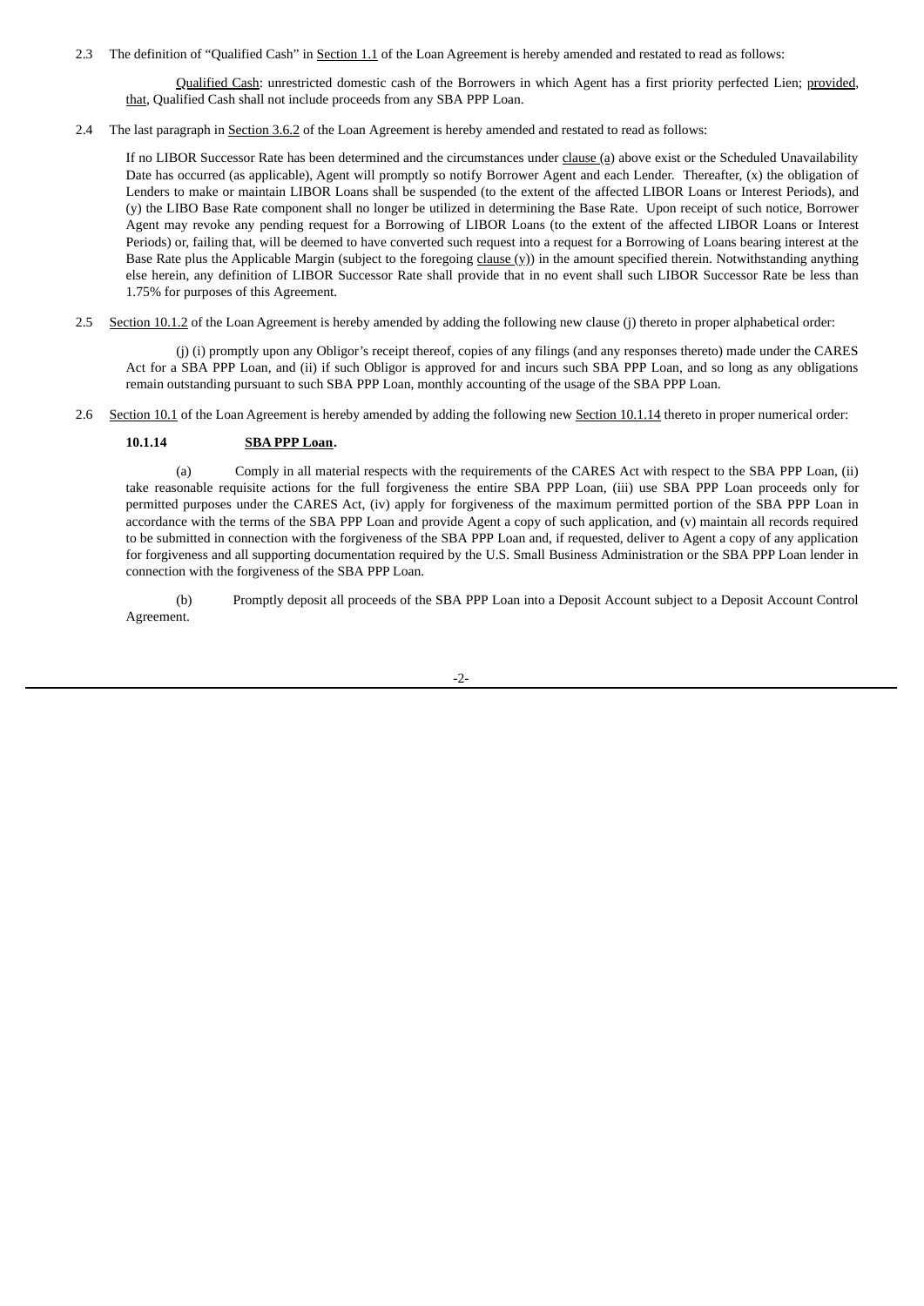2.3 The definition of "Qualified Cash" in Section 1.1 of the Loan Agreement is hereby amended and restated to read as follows:

Qualified Cash: unrestricted domestic cash of the Borrowers in which Agent has a first priority perfected Lien; provided, that, Qualified Cash shall not include proceeds from any SBA PPP Loan.

2.4 The last paragraph in Section 3.6.2 of the Loan Agreement is hereby amended and restated to read as follows:

If no LIBOR Successor Rate has been determined and the circumstances under clause (a) above exist or the Scheduled Unavailability Date has occurred (as applicable), Agent will promptly so notify Borrower Agent and each Lender. Thereafter, (x) the obligation of Lenders to make or maintain LIBOR Loans shall be suspended (to the extent of the affected LIBOR Loans or Interest Periods), and (y) the LIBO Base Rate component shall no longer be utilized in determining the Base Rate. Upon receipt of such notice, Borrower Agent may revoke any pending request for a Borrowing of LIBOR Loans (to the extent of the affected LIBOR Loans or Interest Periods) or, failing that, will be deemed to have converted such request into a request for a Borrowing of Loans bearing interest at the Base Rate plus the Applicable Margin (subject to the foregoing clause (y)) in the amount specified therein. Notwithstanding anything else herein, any definition of LIBOR Successor Rate shall provide that in no event shall such LIBOR Successor Rate be less than 1.75% for purposes of this Agreement.

2.5 Section 10.1.2 of the Loan Agreement is hereby amended by adding the following new clause (j) thereto in proper alphabetical order:

(j) (i) promptly upon any Obligor's receipt thereof, copies of any filings (and any responses thereto) made under the CARES Act for a SBA PPP Loan, and (ii) if such Obligor is approved for and incurs such SBA PPP Loan, and so long as any obligations remain outstanding pursuant to such SBA PPP Loan, monthly accounting of the usage of the SBA PPP Loan.

2.6 Section 10.1 of the Loan Agreement is hereby amended by adding the following new Section 10.1.14 thereto in proper numerical order:

**10.1.14 SBA PPP Loan.**

(a) Comply in all material respects with the requirements of the CARES Act with respect to the SBA PPP Loan, (ii) take reasonable requisite actions for the full forgiveness the entire SBA PPP Loan, (iii) use SBA PPP Loan proceeds only for permitted purposes under the CARES Act, (iv) apply for forgiveness of the maximum permitted portion of the SBA PPP Loan in accordance with the terms of the SBA PPP Loan and provide Agent a copy of such application, and (v) maintain all records required to be submitted in connection with the forgiveness of the SBA PPP Loan and, if requested, deliver to Agent a copy of any application for forgiveness and all supporting documentation required by the U.S. Small Business Administration or the SBA PPP Loan lender in connection with the forgiveness of the SBA PPP Loan.

(b) Promptly deposit all proceeds of the SBA PPP Loan into a Deposit Account subject to a Deposit Account Control Agreement.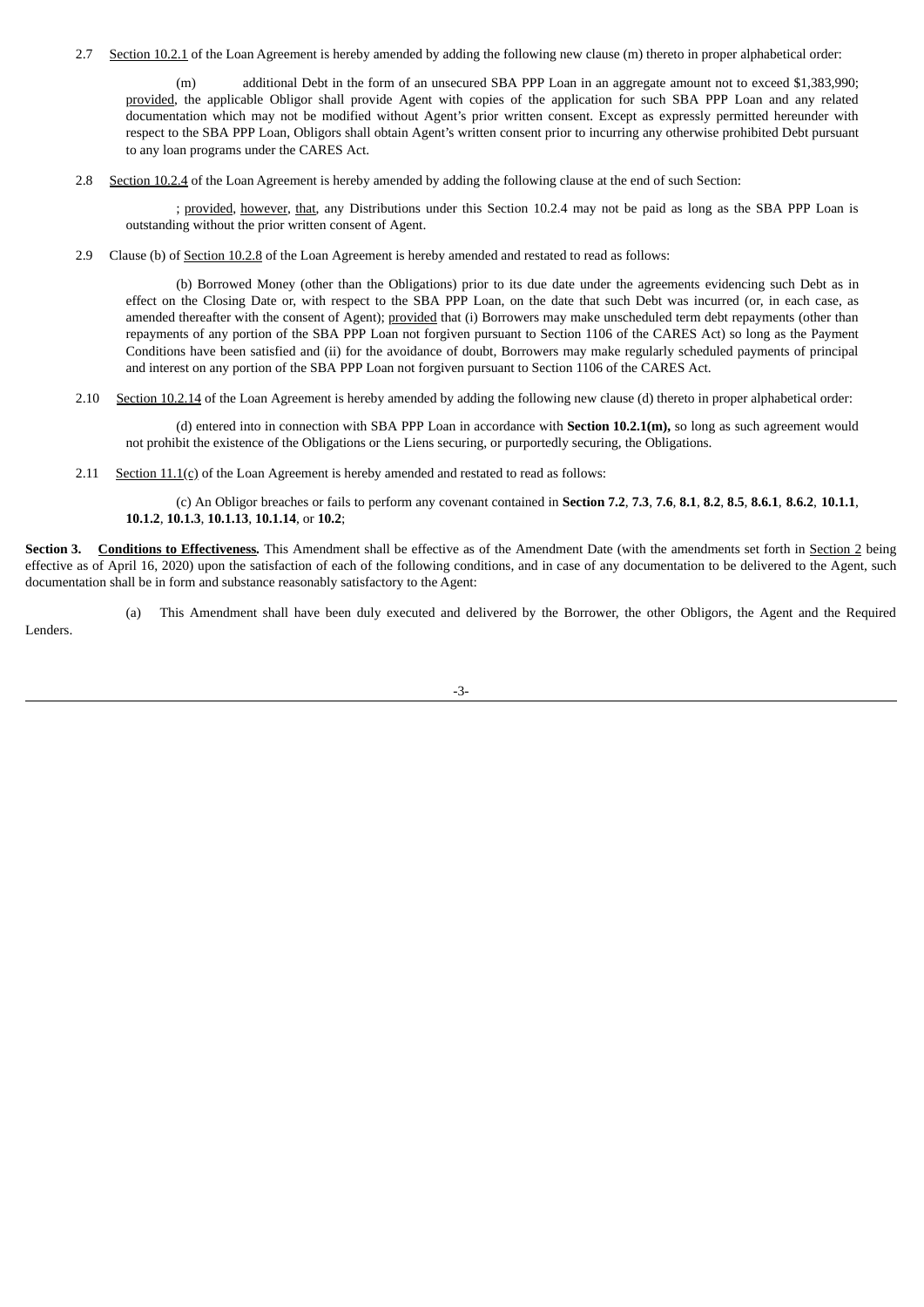2.7 Section 10.2.1 of the Loan Agreement is hereby amended by adding the following new clause (m) thereto in proper alphabetical order:

(m) additional Debt in the form of an unsecured SBA PPP Loan in an aggregate amount not to exceed $1,383,990; provided, the applicable Obligor shall provide Agent with copies of the application for such SBA PPP Loan and any related documentation which may not be modified without Agent's prior written consent. Except as expressly permitted hereunder with respect to the SBA PPP Loan, Obligors shall obtain Agent's written consent prior to incurring any otherwise prohibited Debt pursuant to any loan programs under the CARES Act.

2.8 Section 10.2.4 of the Loan Agreement is hereby amended by adding the following clause at the end of such Section:

; provided, however, that, any Distributions under this Section 10.2.4 may not be paid as long as the SBA PPP Loan is outstanding without the prior written consent of Agent.

2.9 Clause (b) of Section 10.2.8 of the Loan Agreement is hereby amended and restated to read as follows:

(b) Borrowed Money (other than the Obligations) prior to its due date under the agreements evidencing such Debt as in effect on the Closing Date or, with respect to the SBA PPP Loan, on the date that such Debt was incurred (or, in each case, as amended thereafter with the consent of Agent); provided that (i) Borrowers may make unscheduled term debt repayments (other than repayments of any portion of the SBA PPP Loan not forgiven pursuant to Section 1106 of the CARES Act) so long as the Payment Conditions have been satisfied and (ii) for the avoidance of doubt, Borrowers may make regularly scheduled payments of principal and interest on any portion of the SBA PPP Loan not forgiven pursuant to Section 1106 of the CARES Act.

2.10 Section 10.2.14 of the Loan Agreement is hereby amended by adding the following new clause (d) thereto in proper alphabetical order:

(d) entered into in connection with SBA PPP Loan in accordance with **Section 10.2.1(m),** so long as such agreement would not prohibit the existence of the Obligations or the Liens securing, or purportedly securing, the Obligations.

2.11 Section 11.1(c) of the Loan Agreement is hereby amended and restated to read as follows:

(c) An Obligor breaches or fails to perform any covenant contained in **Section 7.2**, **7.3**, **7.6**, **8.1**, **8.2**, **8.5**, **8.6.1**, **8.6.2**, **10.1.1**, **10.1.2**, **10.1.3**, **10.1.13**, **10.1.14**, or **10.2**;

**Section 3. Conditions to Effectiveness.** This Amendment shall be effective as of the Amendment Date (with the amendments set forth in Section 2 being effective as of April 16, 2020) upon the satisfaction of each of the following conditions, and in case of any documentation to be delivered to the Agent, such documentation shall be in form and substance reasonably satisfactory to the Agent:

(a) This Amendment shall have been duly executed and delivered by the Borrower, the other Obligors, the Agent and the Required Lenders.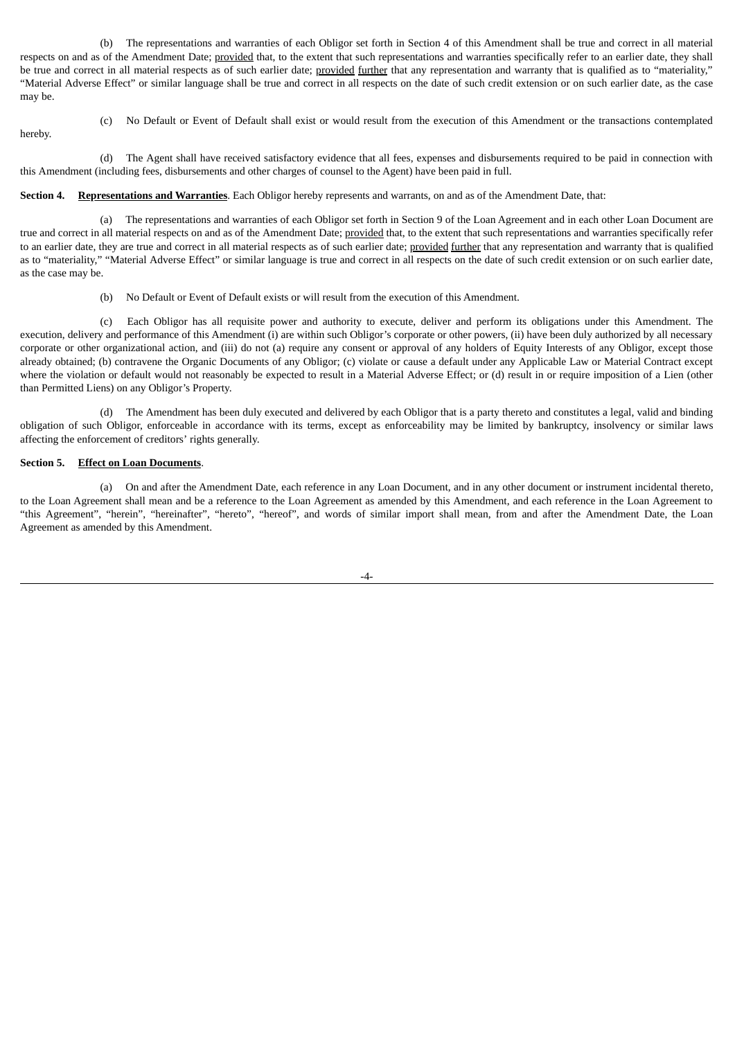(b) The representations and warranties of each Obligor set forth in Section 4 of this Amendment shall be true and correct in all material respects on and as of the Amendment Date; provided that, to the extent that such representations and warranties specifically refer to an earlier date, they shall be true and correct in all material respects as of such earlier date; provided further that any representation and warranty that is qualified as to "materiality," "Material Adverse Effect" or similar language shall be true and correct in all respects on the date of such credit extension or on such earlier date, as the case may be.

(c) No Default or Event of Default shall exist or would result from the execution of this Amendment or the transactions contemplated hereby.

(d) The Agent shall have received satisfactory evidence that all fees, expenses and disbursements required to be paid in connection with this Amendment (including fees, disbursements and other charges of counsel to the Agent) have been paid in full.

**Section 4. Representations and Warranties**. Each Obligor hereby represents and warrants, on and as of the Amendment Date, that:

(a) The representations and warranties of each Obligor set forth in Section 9 of the Loan Agreement and in each other Loan Document are true and correct in all material respects on and as of the Amendment Date; provided that, to the extent that such representations and warranties specifically refer to an earlier date, they are true and correct in all material respects as of such earlier date; provided further that any representation and warranty that is qualified as to "materiality," "Material Adverse Effect" or similar language is true and correct in all respects on the date of such credit extension or on such earlier date, as the case may be.

(b) No Default or Event of Default exists or will result from the execution of this Amendment.

(c) Each Obligor has all requisite power and authority to execute, deliver and perform its obligations under this Amendment. The execution, delivery and performance of this Amendment (i) are within such Obligor's corporate or other powers, (ii) have been duly authorized by all necessary corporate or other organizational action, and (iii) do not (a) require any consent or approval of any holders of Equity Interests of any Obligor, except those already obtained; (b) contravene the Organic Documents of any Obligor; (c) violate or cause a default under any Applicable Law or Material Contract except where the violation or default would not reasonably be expected to result in a Material Adverse Effect; or (d) result in or require imposition of a Lien (other than Permitted Liens) on any Obligor's Property.

(d) The Amendment has been duly executed and delivered by each Obligor that is a party thereto and constitutes a legal, valid and binding obligation of such Obligor, enforceable in accordance with its terms, except as enforceability may be limited by bankruptcy, insolvency or similar laws affecting the enforcement of creditors' rights generally.

**Section 5. Effect on Loan Documents**.

(a) On and after the Amendment Date, each reference in any Loan Document, and in any other document or instrument incidental thereto, to the Loan Agreement shall mean and be a reference to the Loan Agreement as amended by this Amendment, and each reference in the Loan Agreement to "this Agreement", "herein", "hereinafter", "hereto", "hereof", and words of similar import shall mean, from and after the Amendment Date, the Loan Agreement as amended by this Amendment.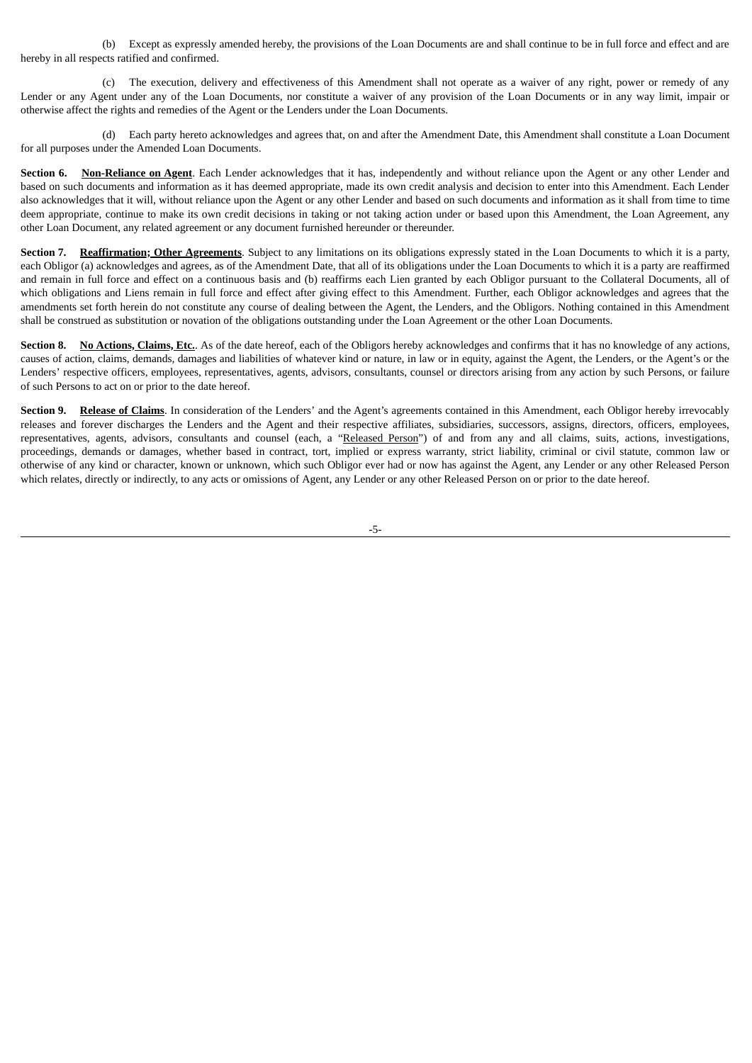(b) Except as expressly amended hereby, the provisions of the Loan Documents are and shall continue to be in full force and effect and are hereby in all respects ratified and confirmed.

(c) The execution, delivery and effectiveness of this Amendment shall not operate as a waiver of any right, power or remedy of any Lender or any Agent under any of the Loan Documents, nor constitute a waiver of any provision of the Loan Documents or in any way limit, impair or otherwise affect the rights and remedies of the Agent or the Lenders under the Loan Documents.

(d) Each party hereto acknowledges and agrees that, on and after the Amendment Date, this Amendment shall constitute a Loan Document for all purposes under the Amended Loan Documents.

**Section 6. Non-Reliance on Agent**. Each Lender acknowledges that it has, independently and without reliance upon the Agent or any other Lender and based on such documents and information as it has deemed appropriate, made its own credit analysis and decision to enter into this Amendment. Each Lender also acknowledges that it will, without reliance upon the Agent or any other Lender and based on such documents and information as it shall from time to time deem appropriate, continue to make its own credit decisions in taking or not taking action under or based upon this Amendment, the Loan Agreement, any other Loan Document, any related agreement or any document furnished hereunder or thereunder.

**Section 7. Reaffirmation; Other Agreements**. Subject to any limitations on its obligations expressly stated in the Loan Documents to which it is a party, each Obligor (a) acknowledges and agrees, as of the Amendment Date, that all of its obligations under the Loan Documents to which it is a party are reaffirmed and remain in full force and effect on a continuous basis and (b) reaffirms each Lien granted by each Obligor pursuant to the Collateral Documents, all of which obligations and Liens remain in full force and effect after giving effect to this Amendment. Further, each Obligor acknowledges and agrees that the amendments set forth herein do not constitute any course of dealing between the Agent, the Lenders, and the Obligors. Nothing contained in this Amendment shall be construed as substitution or novation of the obligations outstanding under the Loan Agreement or the other Loan Documents.

**Section 8. No Actions, Claims, Etc.**. As of the date hereof, each of the Obligors hereby acknowledges and confirms that it has no knowledge of any actions, causes of action, claims, demands, damages and liabilities of whatever kind or nature, in law or in equity, against the Agent, the Lenders, or the Agent's or the Lenders' respective officers, employees, representatives, agents, advisors, consultants, counsel or directors arising from any action by such Persons, or failure of such Persons to act on or prior to the date hereof.

**Section 9. Release of Claims**. In consideration of the Lenders' and the Agent's agreements contained in this Amendment, each Obligor hereby irrevocably releases and forever discharges the Lenders and the Agent and their respective affiliates, subsidiaries, successors, assigns, directors, officers, employees, representatives, agents, advisors, consultants and counsel (each, a "Released Person") of and from any and all claims, suits, actions, investigations, proceedings, demands or damages, whether based in contract, tort, implied or express warranty, strict liability, criminal or civil statute, common law or otherwise of any kind or character, known or unknown, which such Obligor ever had or now has against the Agent, any Lender or any other Released Person which relates, directly or indirectly, to any acts or omissions of Agent, any Lender or any other Released Person on or prior to the date hereof.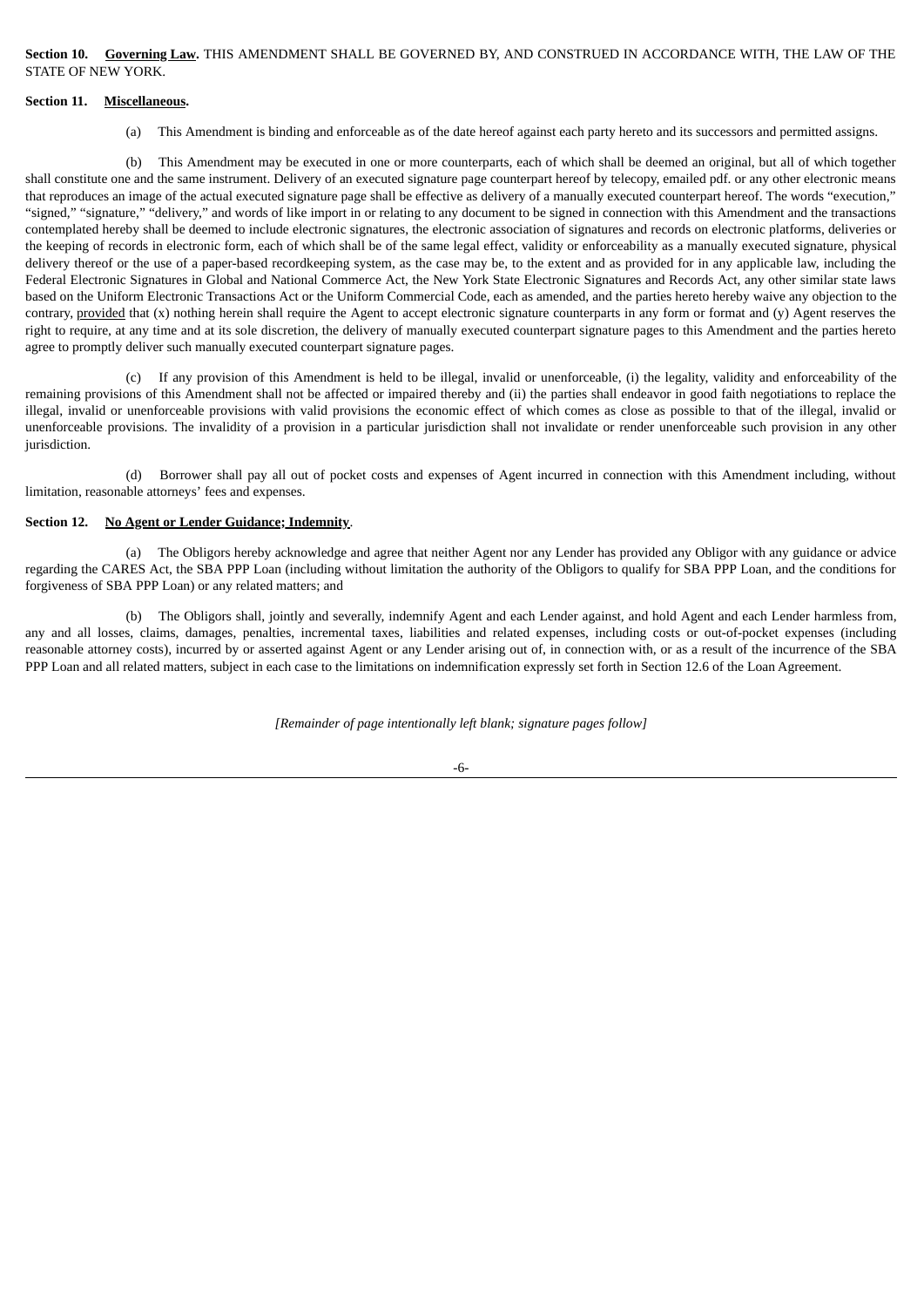**Section 10. <u>Governing Law</u>.** THIS AMENDMENT SHALL BE GOVERNED BY, AND CONSTRUED IN ACCORDANCE WITH, THE LAW OF THE STATE OF NEW YORK.

**Section 11. <u>Miscellaneous</u>.**

(a) This Amendment is binding and enforceable as of the date hereof against each party hereto and its successors and permitted assigns.

(b) This Amendment may be executed in one or more counterparts, each of which shall be deemed an original, but all of which together shall constitute one and the same instrument. Delivery of an executed signature page counterpart hereof by telecopy, emailed pdf. or any other electronic means that reproduces an image of the actual executed signature page shall be effective as delivery of a manually executed counterpart hereof. The words "execution," "signed," "signature," "delivery," and words of like import in or relating to any document to be signed in connection with this Amendment and the transactions contemplated hereby shall be deemed to include electronic signatures, the electronic association of signatures and records on electronic platforms, deliveries or the keeping of records in electronic form, each of which shall be of the same legal effect, validity or enforceability as a manually executed signature, physical delivery thereof or the use of a paper-based recordkeeping system, as the case may be, to the extent and as provided for in any applicable law, including the Federal Electronic Signatures in Global and National Commerce Act, the New York State Electronic Signatures and Records Act, any other similar state laws based on the Uniform Electronic Transactions Act or the Uniform Commercial Code, each as amended, and the parties hereto hereby waive any objection to the contrary, <u>provided</u> that (x) nothing herein shall require the Agent to accept electronic signature counterparts in any form or format and (y) Agent reserves the right to require, at any time and at its sole discretion, the delivery of manually executed counterpart signature pages to this Amendment and the parties hereto agree to promptly deliver such manually executed counterpart signature pages.

(c) If any provision of this Amendment is held to be illegal, invalid or unenforceable, (i) the legality, validity and enforceability of the remaining provisions of this Amendment shall not be affected or impaired thereby and (ii) the parties shall endeavor in good faith negotiations to replace the illegal, invalid or unenforceable provisions with valid provisions the economic effect of which comes as close as possible to that of the illegal, invalid or unenforceable provisions. The invalidity of a provision in a particular jurisdiction shall not invalidate or render unenforceable such provision in any other jurisdiction.

(d) Borrower shall pay all out of pocket costs and expenses of Agent incurred in connection with this Amendment including, without limitation, reasonable attorneys' fees and expenses.

**Section 12. <u>No Agent or Lender Guidance; Indemnity</u>.**

(a) The Obligors hereby acknowledge and agree that neither Agent nor any Lender has provided any Obligor with any guidance or advice regarding the CARES Act, the SBA PPP Loan (including without limitation the authority of the Obligors to qualify for SBA PPP Loan, and the conditions for forgiveness of SBA PPP Loan) or any related matters; and

(b) The Obligors shall, jointly and severally, indemnify Agent and each Lender against, and hold Agent and each Lender harmless from, any and all losses, claims, damages, penalties, incremental taxes, liabilities and related expenses, including costs or out-of-pocket expenses (including reasonable attorney costs), incurred by or asserted against Agent or any Lender arising out of, in connection with, or as a result of the incurrence of the SBA PPP Loan and all related matters, subject in each case to the limitations on indemnification expressly set forth in Section 12.6 of the Loan Agreement.

*[Remainder of page intentionally left blank; signature pages follow]*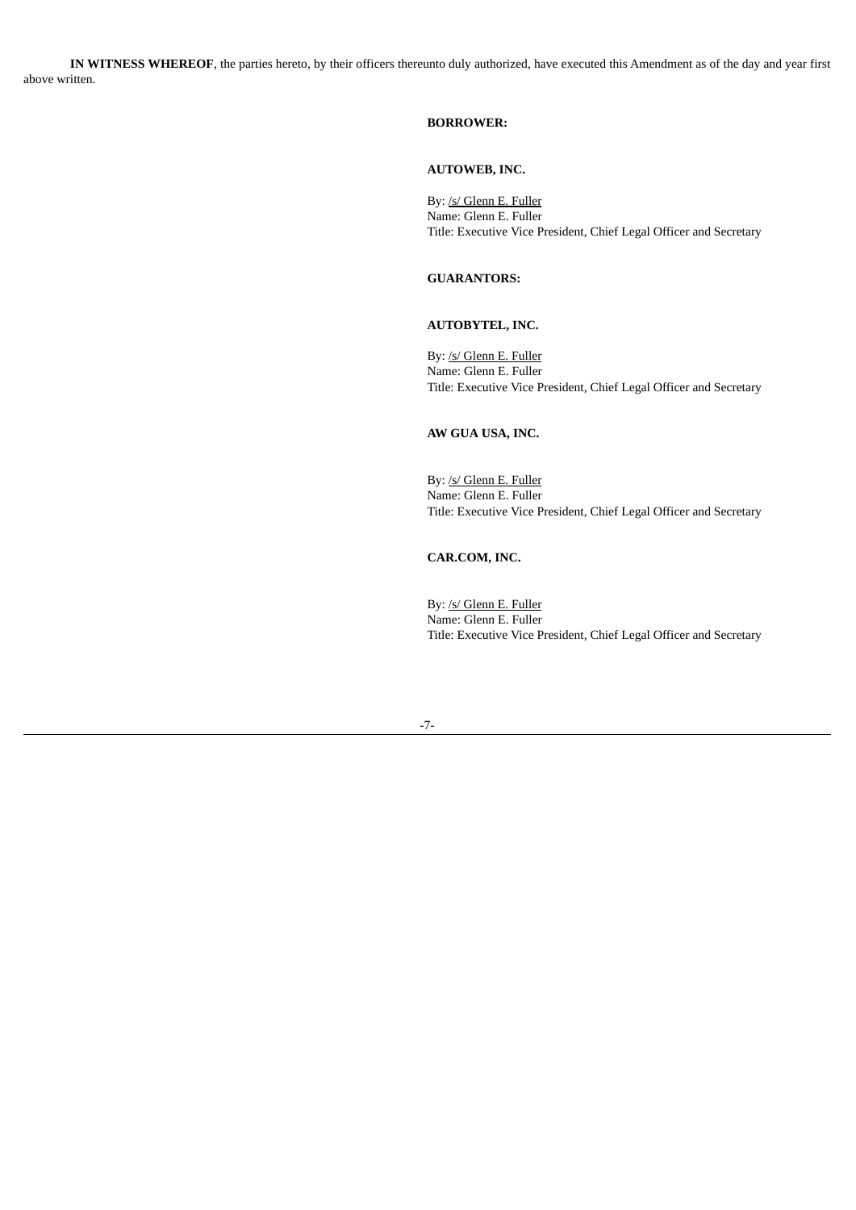**IN WITNESS WHEREOF**, the parties hereto, by their officers thereunto duly authorized, have executed this Amendment as of the day and year first above written.

**BORROWER:**

**AUTOWEB, INC.**

By: /s/ Glenn E. Fuller
Name: Glenn E. Fuller
Title: Executive Vice President, Chief Legal Officer and Secretary

**GUARANTORS:**

**AUTOBYTEL, INC.**

By: /s/ Glenn E. Fuller
Name: Glenn E. Fuller
Title: Executive Vice President, Chief Legal Officer and Secretary

**AW GUA USA, INC.**

By: /s/ Glenn E. Fuller
Name: Glenn E. Fuller
Title: Executive Vice President, Chief Legal Officer and Secretary

**CAR.COM, INC.**

By: /s/ Glenn E. Fuller
Name: Glenn E. Fuller
Title: Executive Vice President, Chief Legal Officer and Secretary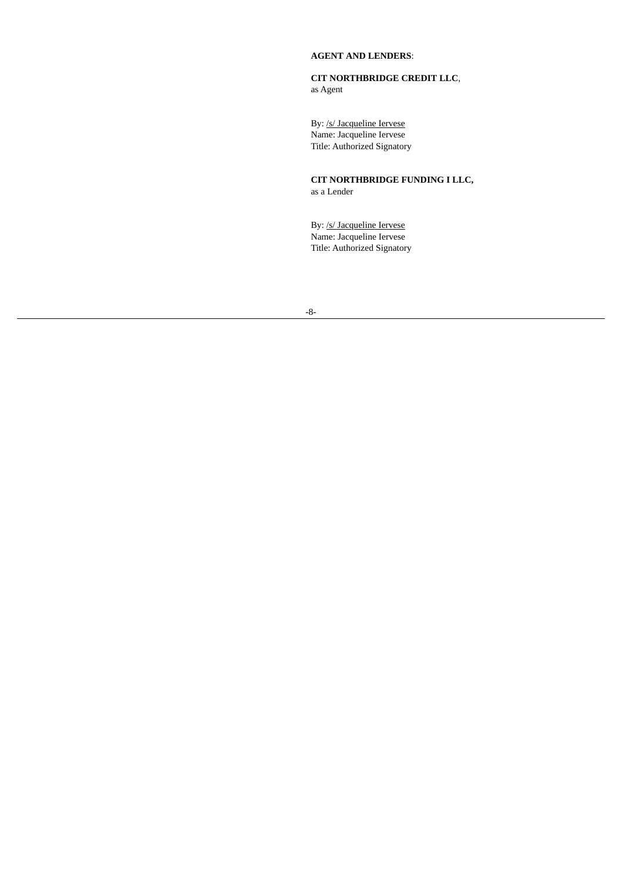**AGENT AND LENDERS**:

**CIT NORTHBRIDGE CREDIT LLC**,
as Agent

By: /s/ Jacqueline Iervese
Name: Jacqueline Iervese
Title: Authorized Signatory

**CIT NORTHBRIDGE FUNDING I LLC,**
as a Lender

By: /s/ Jacqueline Iervese
Name: Jacqueline Iervese
Title: Authorized Signatory